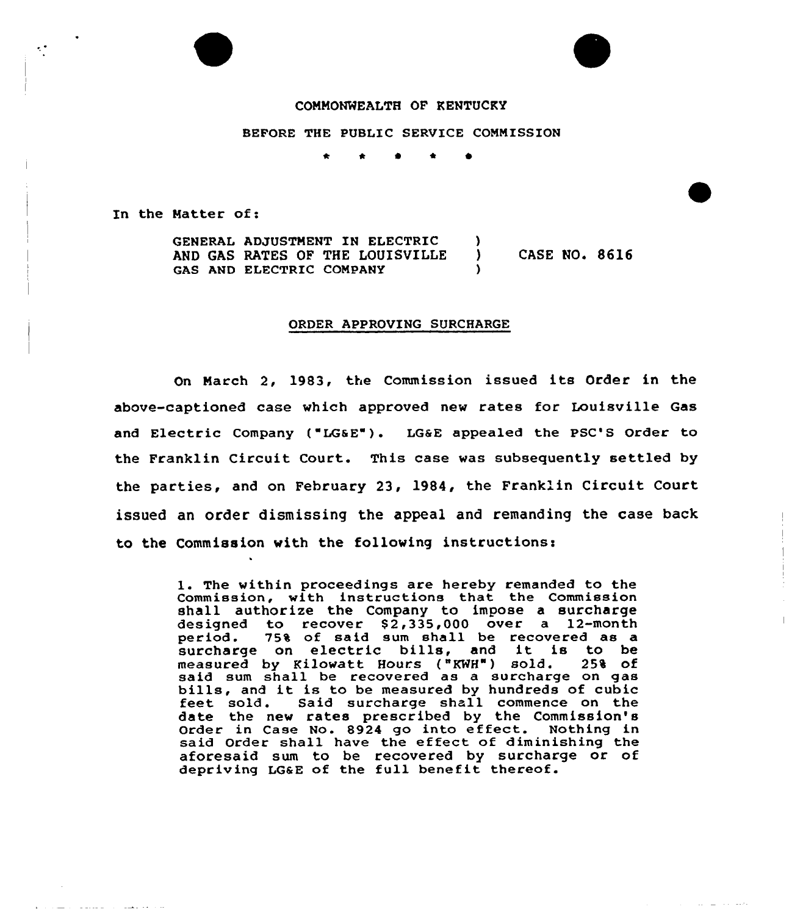COMMONWEALTH OF KENTUCKY

BEFORE THE PUBLIC SERVICE COMMISSION

\* \* \* \* \*

In the Matter of:

GENERAL ADJUSTMENT IN ELECTRIC AND GAS RATES OF THE LOUISVILLE GAS AND ELECTRIC COMPANY ) CASE NO. 8616

ORDER APPROVING SURCHARGE

On March 2, 1983, the Commission issued its Order in the above-captioned case which approved new rates for Louisville Gas and Electric Company ("LG&E"). LG&E appealed the PSC'S Order to the Franklin Circuit Court. This case was subsequently settled by the parties, and on February 23, 1984, the Franklin Circuit Court issued an order dismissing the appeal and remanding the case back to the Commission with the following instructions:

> 1. The within proceedings are hereby remanded to the Commission, with instructions that the Commission shall authorize the Company to impose a surcharge designed to recover $2,335,000 over a 12-month period. 75% of said sum shall be recovered as a surcharge on electric bills, and it is to be measured by Kilowatt Hours ("KWH") sold. 25% of said sum shall be recovered as a surcharge on gas bills, and it is to be measured by hundreds of cubic feet sold. Said surcharge shall commence on the date the new rates prescribed by the Commission's Order in Case No. 8924 go into effect. Nothing in said Order shall have the effect of diminishing the aforesaid sum to be recovered by surcharge or of depriving LG&E of the full benefit thereof.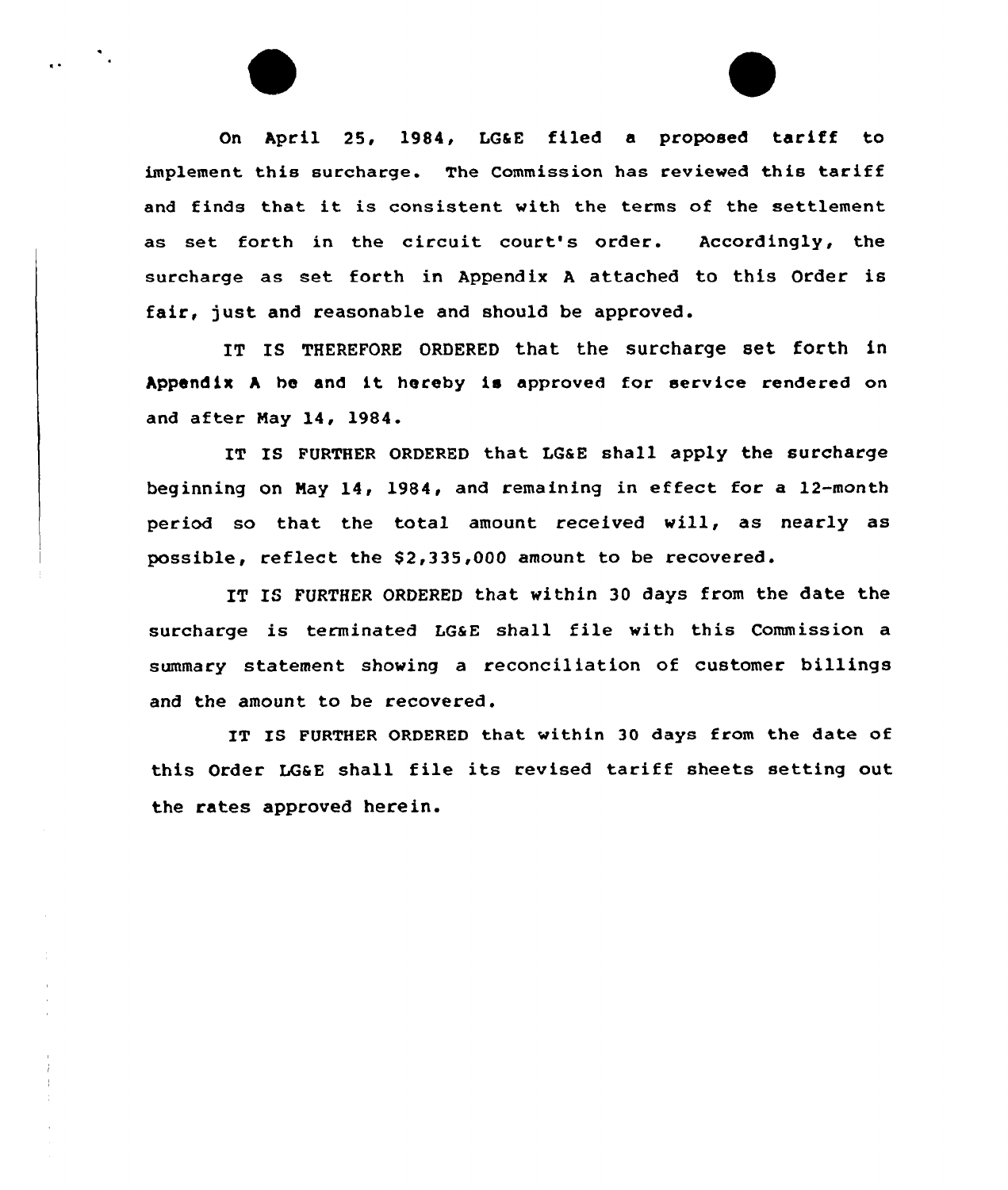On April 25, 1984, LG&E filed a proposed tariff to implement this surcharge. The Commission has reviewed this tariff and finds that it is consistent with the terms of the settlement as set forth in the circuit court's order. Accordingly, the surcharge as set forth in Appendix A attached to this Order is fair, just and reasonable and should be approved.

IT IS THEREFORE ORDERED that the surcharge set forth in Appendix A be and it hereby is approved for service rendered on and after May 14, 1984.

IT IS FURTHER ORDERED that LG&E shall apply the surcharge beginning on May 14, 1984, and remaining in effect for a 12-month period so that the total amount received will, as nearly as possible, reflect the $2,335,000 amount to be recovered.

IT IS FURTHER ORDERED that within 30 days from the date the surcharge is terminated LG&E shall file with this Commission a summary statement showing a reconciliation of customer billings and the amount to be recovered.

IT IS FURTHER ORDERED that within 30 days from the date of this Order LG&E shall file its revised tariff sheets setting out the rates approved herein.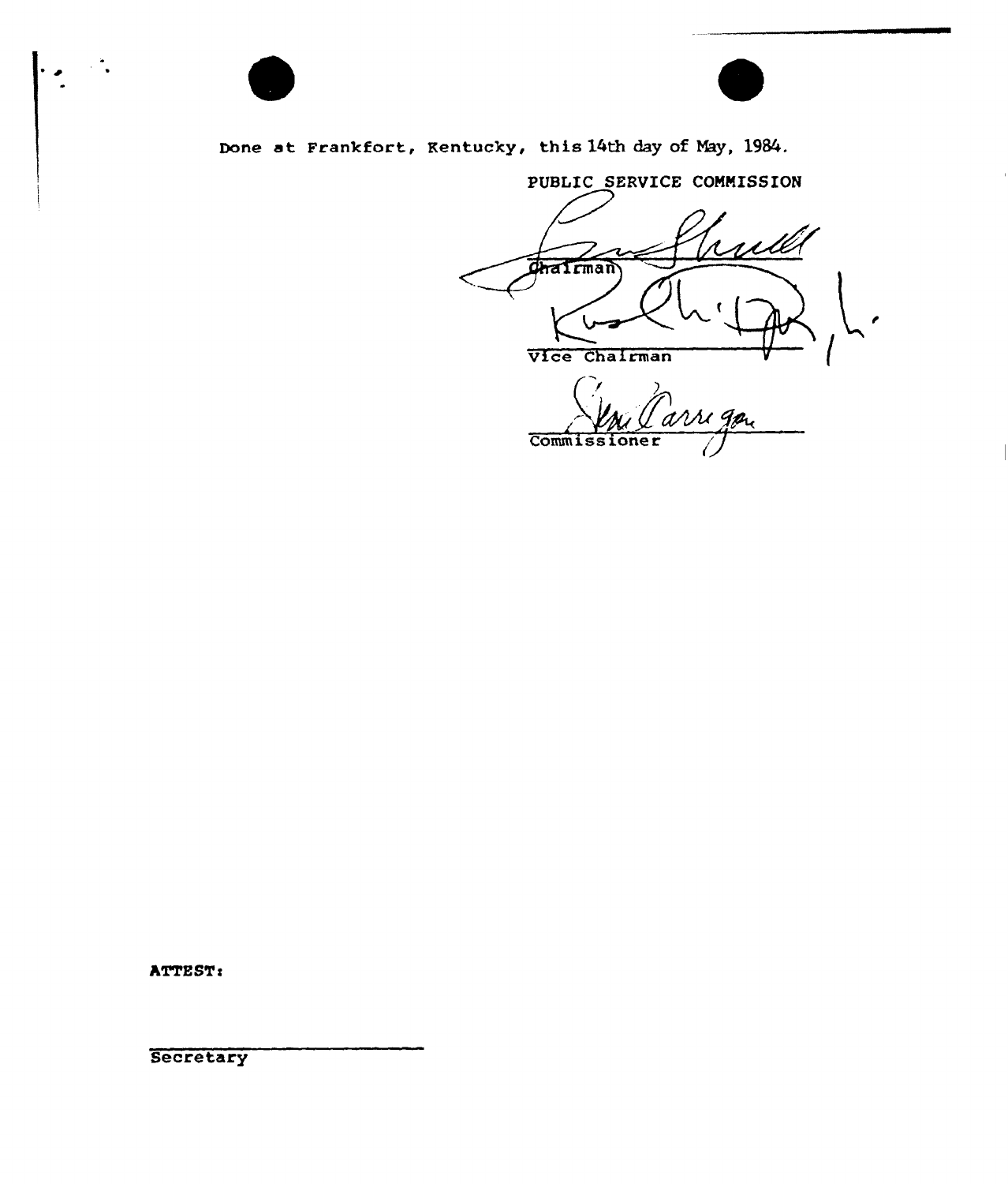Done at Frankfort, Kentucky, this 14th day of May, 1984.

PUBLIC SERVICE COMMISSION

Chairman

Vice Chairman

Commissioner

ATTEST:

Secretary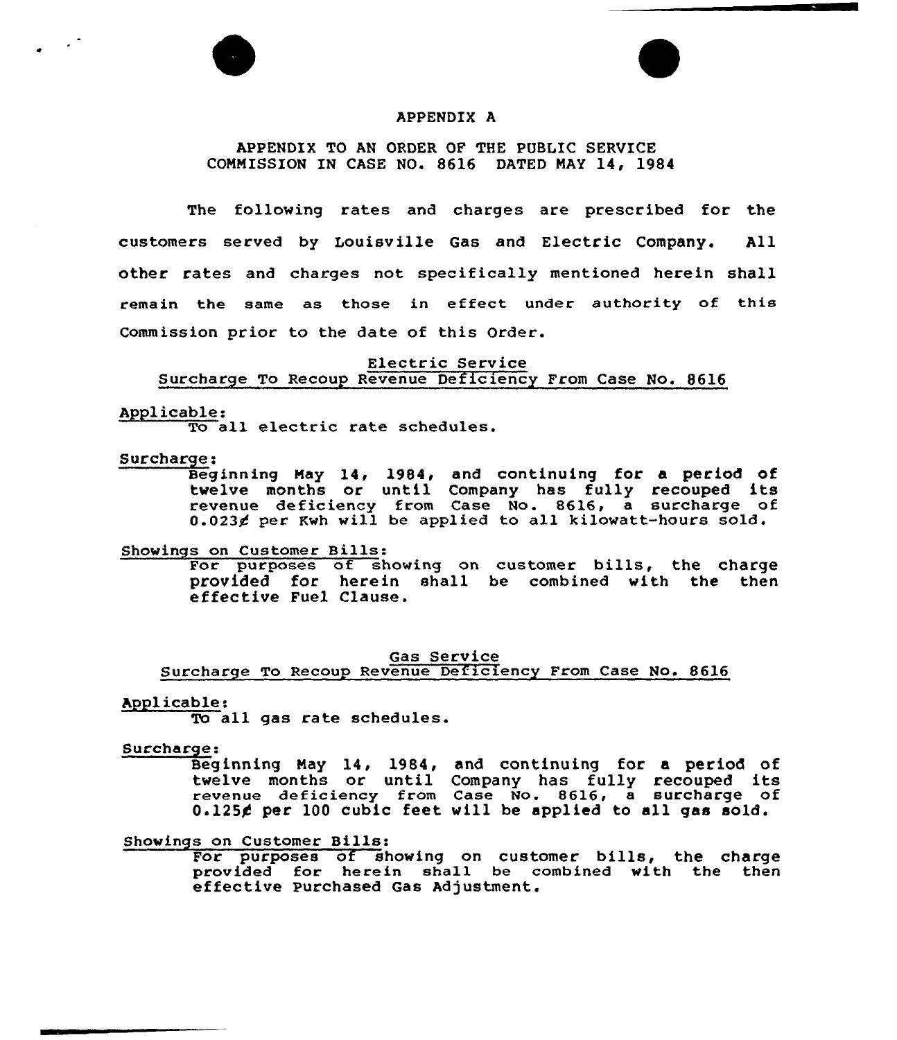# APPENDIX A

APPENDIX TO AN ORDER OF THE PUBLIC SERVICE COMMISSION IN CASE NO. 8616 DATED MAY 14, 1984

The following rates and charges are prescribed for the customers served by Louisville Gas and Electric Company. All other rates and charges not specifically mentioned herein shall remain the same as those in effect under authority of this Commission prior to the date of this Order.

## Electric Service
## Surcharge To Recoup Revenue Deficiency From Case No. 8616

Applicable:
To all electric rate schedules.

Surcharge:
Beginning May 14, 1984, and continuing for a period of twelve months or until Company has fully recouped its revenue deficiency from Case No. 8616, a surcharge of 0.023¢ per Kwh will be applied to all kilowatt-hours sold.

Showings on Customer Bills:
For purposes of showing on customer bills, the charge provided for herein shall be combined with the then effective Fuel Clause.

## Gas Service
## Surcharge To Recoup Revenue Deficiency From Case No. 8616

Applicable:
To all gas rate schedules.

Surcharge:
Beginning May 14, 1984, and continuing for a period of twelve months or until Company has fully recouped its revenue deficiency from Case No. 8616, a surcharge of 0.125¢ per 100 cubic feet will be applied to all gas sold.

Showings on Customer Bills:
For purposes of showing on customer bills, the charge provided for herein shall be combined with the then effective Purchased Gas Adjustment.